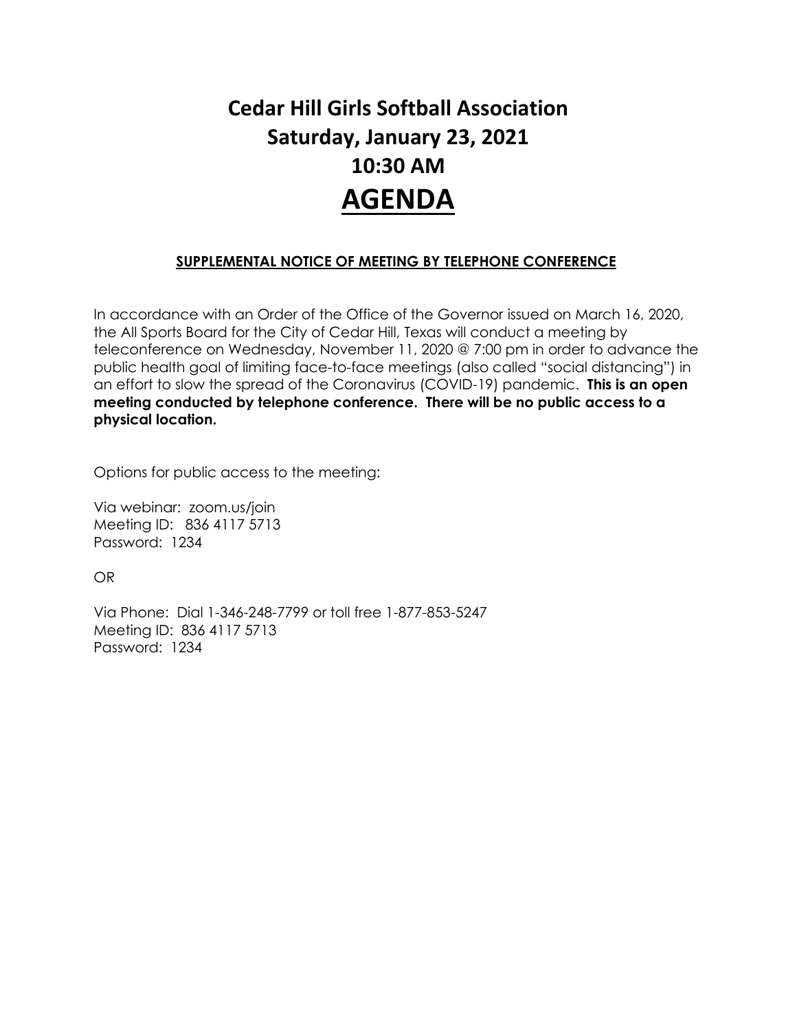# Cedar Hill Girls Softball Association

# Saturday, January 23, 2021

# 10:30 AM

# AGENDA

**SUPPLEMENTAL NOTICE OF MEETING BY TELEPHONE CONFERENCE**

In accordance with an Order of the Office of the Governor issued on March 16, 2020, the All Sports Board for the City of Cedar Hill, Texas will conduct a meeting by teleconference on Wednesday, November 11, 2020 @ 7:00 pm in order to advance the public health goal of limiting face-to-face meetings (also called "social distancing") in an effort to slow the spread of the Coronavirus (COVID-19) pandemic. **This is an open meeting conducted by telephone conference. There will be no public access to a physical location.**

Options for public access to the meeting:

Via webinar: zoom.us/join
Meeting ID: 836 4117 5713
Password: 1234

OR

Via Phone: Dial 1-346-248-7799 or toll free 1-877-853-5247
Meeting ID: 836 4117 5713
Password: 1234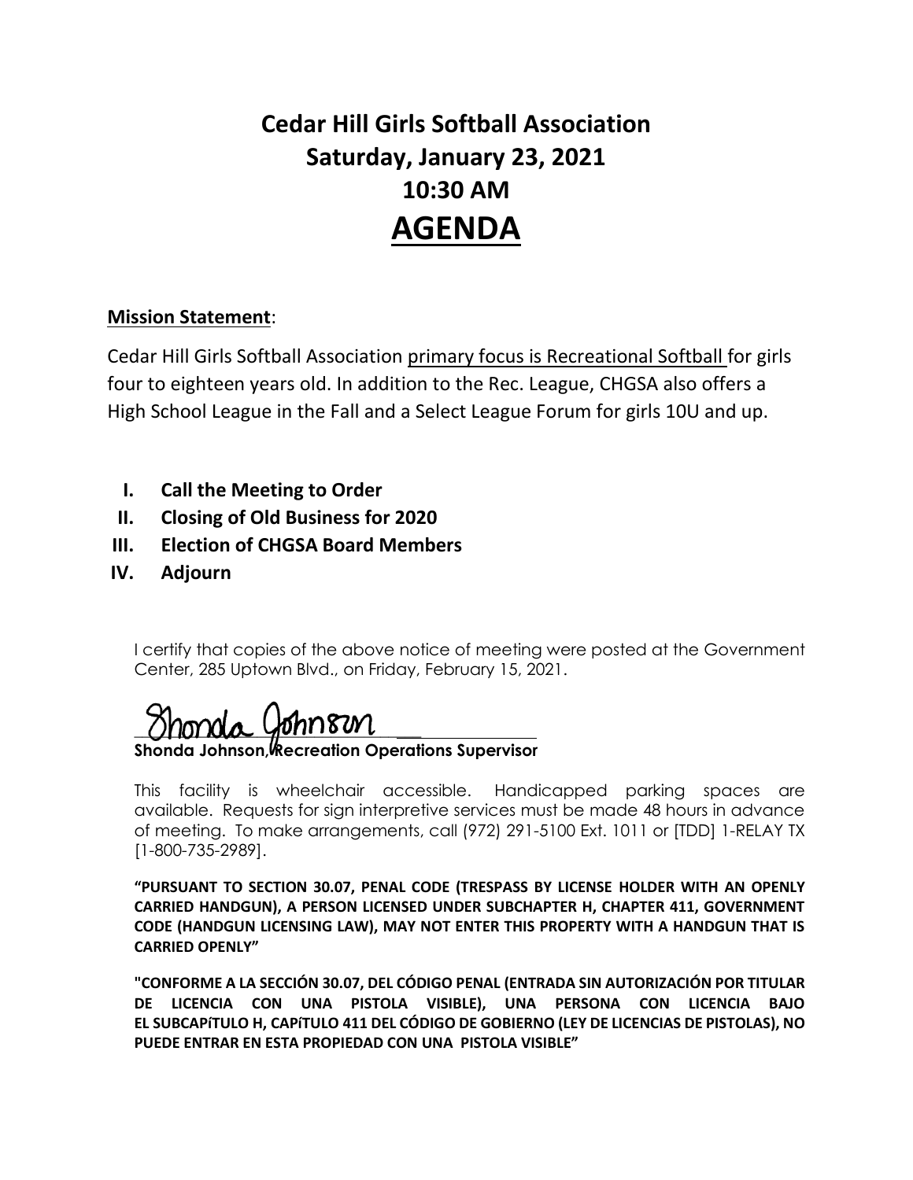# Cedar Hill Girls Softball Association
# Saturday, January 23, 2021
# 10:30 AM
# <u>AGENDA</u>

**<u>Mission Statement</u>**:

Cedar Hill Girls Softball Association <u>primary focus is Recreational Softball</u> for girls four to eighteen years old. In addition to the Rec. League, CHGSA also offers a High School League in the Fall and a Select League Forum for girls 10U and up.

- **I. Call the Meeting to Order**
- **II. Closing of Old Business for 2020**
- **III. Election of CHGSA Board Members**
- **IV. Adjourn**

I certify that copies of the above notice of meeting were posted at the Government Center, 285 Uptown Blvd., on Friday, February 15, 2021.

Shonda Johnson

**Shonda Johnson, Recreation Operations Supervisor**

This facility is wheelchair accessible. Handicapped parking spaces are available. Requests for sign interpretive services must be made 48 hours in advance of meeting. To make arrangements, call (972) 291-5100 Ext. 1011 or [TDD] 1-RELAY TX [1-800-735-2989].

**"PURSUANT TO SECTION 30.07, PENAL CODE (TRESPASS BY LICENSE HOLDER WITH AN OPENLY CARRIED HANDGUN), A PERSON LICENSED UNDER SUBCHAPTER H, CHAPTER 411, GOVERNMENT CODE (HANDGUN LICENSING LAW), MAY NOT ENTER THIS PROPERTY WITH A HANDGUN THAT IS CARRIED OPENLY"**

**"CONFORME A LA SECCIÓN 30.07, DEL CÓDIGO PENAL (ENTRADA SIN AUTORIZACIÓN POR TITULAR DE LICENCIA CON UNA PISTOLA VISIBLE), UNA PERSONA CON LICENCIA BAJO EL SUBCAPíTULO H, CAPíTULO 411 DEL CÓDIGO DE GOBIERNO (LEY DE LICENCIAS DE PISTOLAS), NO PUEDE ENTRAR EN ESTA PROPIEDAD CON UNA PISTOLA VISIBLE"**